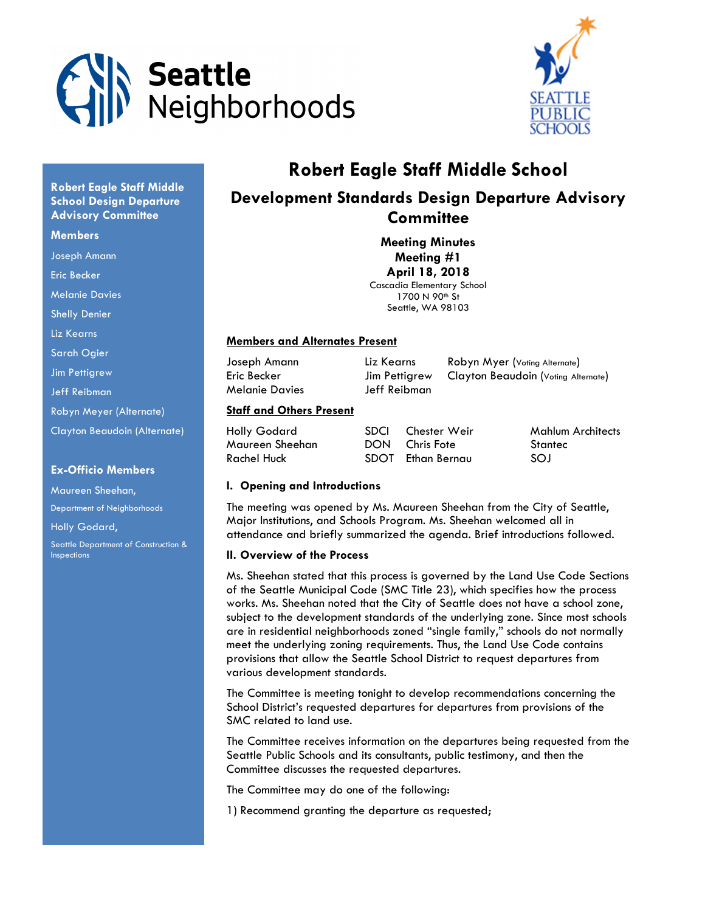Seattle Neighborhoods

SEATTLE PUBLIC SCHOOLS

**Robert Eagle Staff Middle School Design Departure Advisory Committee**

**Members**

Joseph Amann

Eric Becker

Melanie Davies

Shelly Denier

Liz Kearns

Sarah Ogier

Jim Pettigrew

Jeff Reibman

Robyn Meyer (Alternate)

Clayton Beaudoin (Alternate)

**Ex-Officio Members**

Maureen Sheehan,
Department of Neighborhoods

Holly Godard,
Seattle Department of Construction & Inspections

# Robert Eagle Staff Middle School

## Development Standards Design Departure Advisory Committee

**Meeting Minutes**
**Meeting #1**
**April 18, 2018**
Cascadia Elementary School
1700 N 90th St
Seattle, WA 98103

**Members and Alternates Present**

| | | |
|---|---|---|
| Joseph Amann | Liz Kearns | Robyn Myer (Voting Alternate) |
| Eric Becker | Jim Pettigrew | Clayton Beaudoin (Voting Alternate) |
| Melanie Davies | Jeff Reibman | |

**Staff and Others Present**

| | | | |
|---|---|---|---|
| Holly Godard | SDCI | Chester Weir | Mahlum Architects |
| Maureen Sheehan | DON | Chris Fote | Stantec |
| Rachel Huck | SDOT | Ethan Bernau | SOJ |

### I. Opening and Introductions

The meeting was opened by Ms. Maureen Sheehan from the City of Seattle, Major Institutions, and Schools Program. Ms. Sheehan welcomed all in attendance and briefly summarized the agenda. Brief introductions followed.

### II. Overview of the Process

Ms. Sheehan stated that this process is governed by the Land Use Code Sections of the Seattle Municipal Code (SMC Title 23), which specifies how the process works. Ms. Sheehan noted that the City of Seattle does not have a school zone, subject to the development standards of the underlying zone. Since most schools are in residential neighborhoods zoned "single family," schools do not normally meet the underlying zoning requirements. Thus, the Land Use Code contains provisions that allow the Seattle School District to request departures from various development standards.

The Committee is meeting tonight to develop recommendations concerning the School District's requested departures for departures from provisions of the SMC related to land use.

The Committee receives information on the departures being requested from the Seattle Public Schools and its consultants, public testimony, and then the Committee discusses the requested departures.

The Committee may do one of the following:

1) Recommend granting the departure as requested;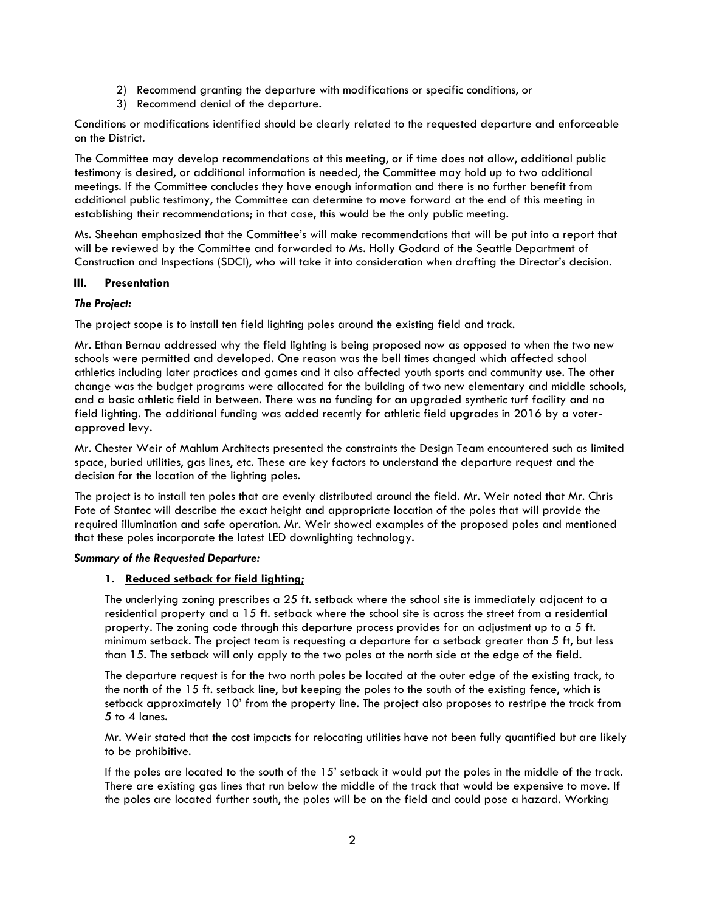2) Recommend granting the departure with modifications or specific conditions, or
3) Recommend denial of the departure.

Conditions or modifications identified should be clearly related to the requested departure and enforceable on the District.

The Committee may develop recommendations at this meeting, or if time does not allow, additional public testimony is desired, or additional information is needed, the Committee may hold up to two additional meetings. If the Committee concludes they have enough information and there is no further benefit from additional public testimony, the Committee can determine to move forward at the end of this meeting in establishing their recommendations; in that case, this would be the only public meeting.

Ms. Sheehan emphasized that the Committee's will make recommendations that will be put into a report that will be reviewed by the Committee and forwarded to Ms. Holly Godard of the Seattle Department of Construction and Inspections (SDCI), who will take it into consideration when drafting the Director's decision.

## III. Presentation

***The Project:***

The project scope is to install ten field lighting poles around the existing field and track.

Mr. Ethan Bernau addressed why the field lighting is being proposed now as opposed to when the two new schools were permitted and developed. One reason was the bell times changed which affected school athletics including later practices and games and it also affected youth sports and community use. The other change was the budget programs were allocated for the building of two new elementary and middle schools, and a basic athletic field in between. There was no funding for an upgraded synthetic turf facility and no field lighting. The additional funding was added recently for athletic field upgrades in 2016 by a voter-approved levy.

Mr. Chester Weir of Mahlum Architects presented the constraints the Design Team encountered such as limited space, buried utilities, gas lines, etc. These are key factors to understand the departure request and the decision for the location of the lighting poles.

The project is to install ten poles that are evenly distributed around the field. Mr. Weir noted that Mr. Chris Fote of Stantec will describe the exact height and appropriate location of the poles that will provide the required illumination and safe operation. Mr. Weir showed examples of the proposed poles and mentioned that these poles incorporate the latest LED downlighting technology.

***Summary of the Requested Departure:***

1. **Reduced setback for field lighting;**

   The underlying zoning prescribes a 25 ft. setback where the school site is immediately adjacent to a residential property and a 15 ft. setback where the school site is across the street from a residential property. The zoning code through this departure process provides for an adjustment up to a 5 ft. minimum setback. The project team is requesting a departure for a setback greater than 5 ft, but less than 15. The setback will only apply to the two poles at the north side at the edge of the field.

   The departure request is for the two north poles be located at the outer edge of the existing track, to the north of the 15 ft. setback line, but keeping the poles to the south of the existing fence, which is setback approximately 10' from the property line. The project also proposes to restripe the track from 5 to 4 lanes.

   Mr. Weir stated that the cost impacts for relocating utilities have not been fully quantified but are likely to be prohibitive.

   If the poles are located to the south of the 15' setback it would put the poles in the middle of the track. There are existing gas lines that run below the middle of the track that would be expensive to move. If the poles are located further south, the poles will be on the field and could pose a hazard. Working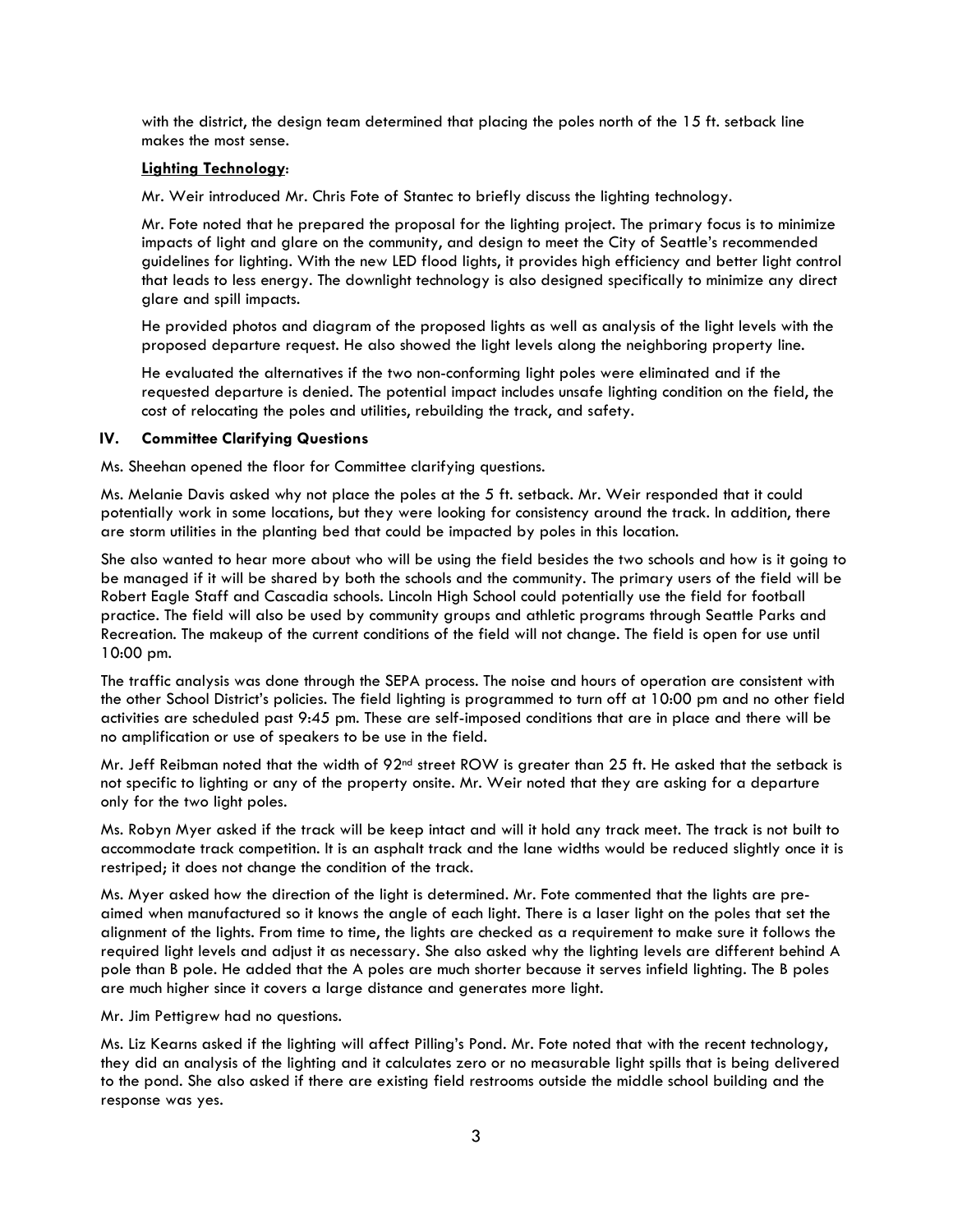with the district, the design team determined that placing the poles north of the 15 ft. setback line makes the most sense.

**Lighting Technology:**

Mr. Weir introduced Mr. Chris Fote of Stantec to briefly discuss the lighting technology.

Mr. Fote noted that he prepared the proposal for the lighting project. The primary focus is to minimize impacts of light and glare on the community, and design to meet the City of Seattle's recommended guidelines for lighting. With the new LED flood lights, it provides high efficiency and better light control that leads to less energy. The downlight technology is also designed specifically to minimize any direct glare and spill impacts.

He provided photos and diagram of the proposed lights as well as analysis of the light levels with the proposed departure request. He also showed the light levels along the neighboring property line.

He evaluated the alternatives if the two non-conforming light poles were eliminated and if the requested departure is denied. The potential impact includes unsafe lighting condition on the field, the cost of relocating the poles and utilities, rebuilding the track, and safety.

## IV. Committee Clarifying Questions

Ms. Sheehan opened the floor for Committee clarifying questions.

Ms. Melanie Davis asked why not place the poles at the 5 ft. setback. Mr. Weir responded that it could potentially work in some locations, but they were looking for consistency around the track. In addition, there are storm utilities in the planting bed that could be impacted by poles in this location.

She also wanted to hear more about who will be using the field besides the two schools and how is it going to be managed if it will be shared by both the schools and the community. The primary users of the field will be Robert Eagle Staff and Cascadia schools. Lincoln High School could potentially use the field for football practice. The field will also be used by community groups and athletic programs through Seattle Parks and Recreation. The makeup of the current conditions of the field will not change. The field is open for use until 10:00 pm.

The traffic analysis was done through the SEPA process. The noise and hours of operation are consistent with the other School District's policies. The field lighting is programmed to turn off at 10:00 pm and no other field activities are scheduled past 9:45 pm. These are self-imposed conditions that are in place and there will be no amplification or use of speakers to be use in the field.

Mr. Jeff Reibman noted that the width of 92nd street ROW is greater than 25 ft. He asked that the setback is not specific to lighting or any of the property onsite. Mr. Weir noted that they are asking for a departure only for the two light poles.

Ms. Robyn Myer asked if the track will be keep intact and will it hold any track meet. The track is not built to accommodate track competition. It is an asphalt track and the lane widths would be reduced slightly once it is restriped; it does not change the condition of the track.

Ms. Myer asked how the direction of the light is determined. Mr. Fote commented that the lights are pre-aimed when manufactured so it knows the angle of each light. There is a laser light on the poles that set the alignment of the lights. From time to time, the lights are checked as a requirement to make sure it follows the required light levels and adjust it as necessary. She also asked why the lighting levels are different behind A pole than B pole. He added that the A poles are much shorter because it serves infield lighting. The B poles are much higher since it covers a large distance and generates more light.

Mr. Jim Pettigrew had no questions.

Ms. Liz Kearns asked if the lighting will affect Pilling's Pond. Mr. Fote noted that with the recent technology, they did an analysis of the lighting and it calculates zero or no measurable light spills that is being delivered to the pond. She also asked if there are existing field restrooms outside the middle school building and the response was yes.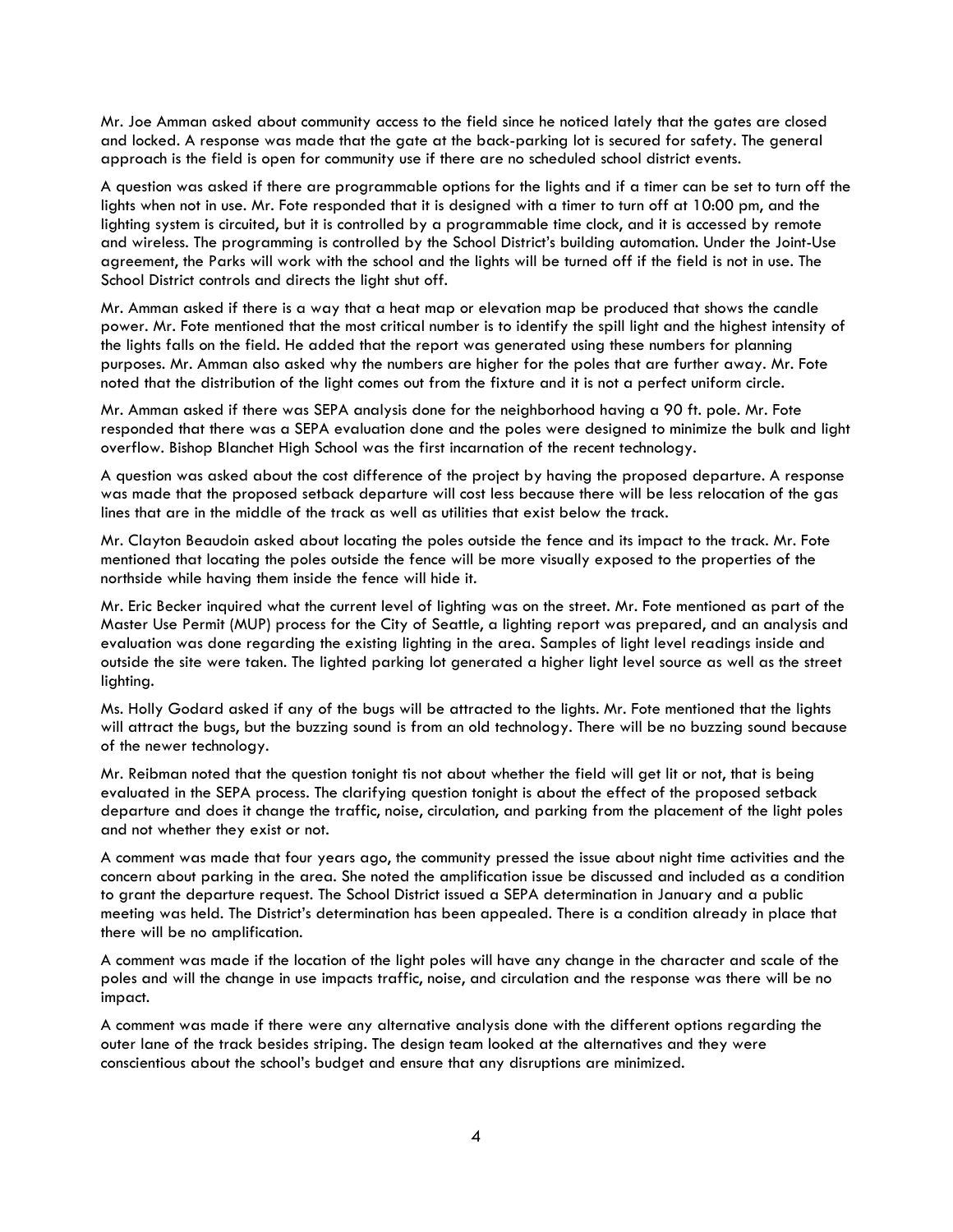Mr. Joe Amman asked about community access to the field since he noticed lately that the gates are closed and locked. A response was made that the gate at the back-parking lot is secured for safety. The general approach is the field is open for community use if there are no scheduled school district events.

A question was asked if there are programmable options for the lights and if a timer can be set to turn off the lights when not in use. Mr. Fote responded that it is designed with a timer to turn off at 10:00 pm, and the lighting system is circuited, but it is controlled by a programmable time clock, and it is accessed by remote and wireless. The programming is controlled by the School District's building automation. Under the Joint-Use agreement, the Parks will work with the school and the lights will be turned off if the field is not in use. The School District controls and directs the light shut off.

Mr. Amman asked if there is a way that a heat map or elevation map be produced that shows the candle power. Mr. Fote mentioned that the most critical number is to identify the spill light and the highest intensity of the lights falls on the field. He added that the report was generated using these numbers for planning purposes. Mr. Amman also asked why the numbers are higher for the poles that are further away. Mr. Fote noted that the distribution of the light comes out from the fixture and it is not a perfect uniform circle.

Mr. Amman asked if there was SEPA analysis done for the neighborhood having a 90 ft. pole. Mr. Fote responded that there was a SEPA evaluation done and the poles were designed to minimize the bulk and light overflow. Bishop Blanchet High School was the first incarnation of the recent technology.

A question was asked about the cost difference of the project by having the proposed departure. A response was made that the proposed setback departure will cost less because there will be less relocation of the gas lines that are in the middle of the track as well as utilities that exist below the track.

Mr. Clayton Beaudoin asked about locating the poles outside the fence and its impact to the track. Mr. Fote mentioned that locating the poles outside the fence will be more visually exposed to the properties of the northside while having them inside the fence will hide it.

Mr. Eric Becker inquired what the current level of lighting was on the street. Mr. Fote mentioned as part of the Master Use Permit (MUP) process for the City of Seattle, a lighting report was prepared, and an analysis and evaluation was done regarding the existing lighting in the area. Samples of light level readings inside and outside the site were taken. The lighted parking lot generated a higher light level source as well as the street lighting.

Ms. Holly Godard asked if any of the bugs will be attracted to the lights. Mr. Fote mentioned that the lights will attract the bugs, but the buzzing sound is from an old technology. There will be no buzzing sound because of the newer technology.

Mr. Reibman noted that the question tonight tis not about whether the field will get lit or not, that is being evaluated in the SEPA process. The clarifying question tonight is about the effect of the proposed setback departure and does it change the traffic, noise, circulation, and parking from the placement of the light poles and not whether they exist or not.

A comment was made that four years ago, the community pressed the issue about night time activities and the concern about parking in the area. She noted the amplification issue be discussed and included as a condition to grant the departure request. The School District issued a SEPA determination in January and a public meeting was held. The District's determination has been appealed. There is a condition already in place that there will be no amplification.

A comment was made if the location of the light poles will have any change in the character and scale of the poles and will the change in use impacts traffic, noise, and circulation and the response was there will be no impact.

A comment was made if there were any alternative analysis done with the different options regarding the outer lane of the track besides striping. The design team looked at the alternatives and they were conscientious about the school's budget and ensure that any disruptions are minimized.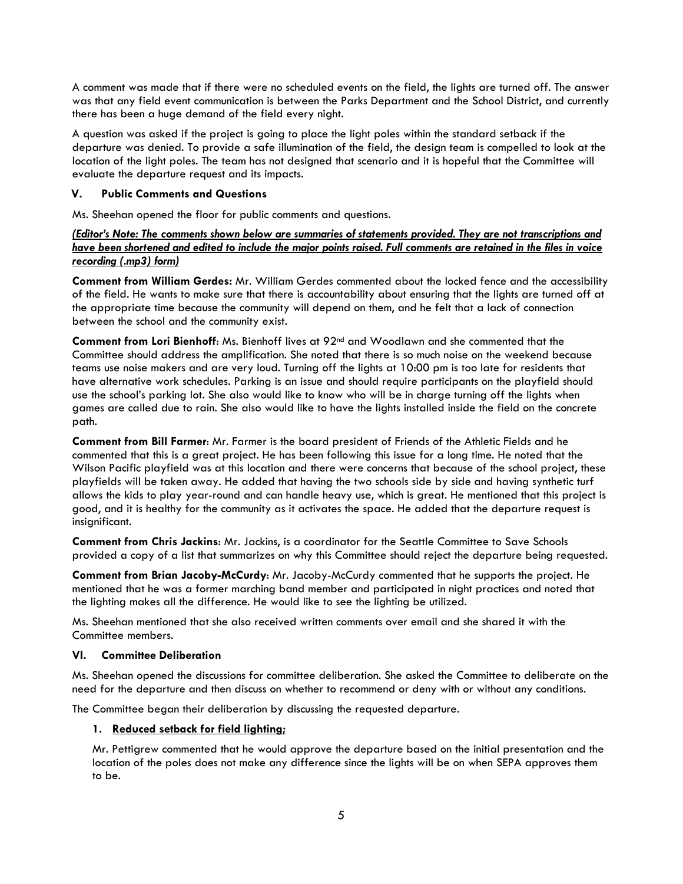A comment was made that if there were no scheduled events on the field, the lights are turned off. The answer was that any field event communication is between the Parks Department and the School District, and currently there has been a huge demand of the field every night.

A question was asked if the project is going to place the light poles within the standard setback if the departure was denied. To provide a safe illumination of the field, the design team is compelled to look at the location of the light poles. The team has not designed that scenario and it is hopeful that the Committee will evaluate the departure request and its impacts.

## V. Public Comments and Questions

Ms. Sheehan opened the floor for public comments and questions.

***(Editor's Note: The comments shown below are summaries of statements provided. They are not transcriptions and have been shortened and edited to include the major points raised. Full comments are retained in the files in voice recording (.mp3) form)***

**Comment from William Gerdes:** Mr. William Gerdes commented about the locked fence and the accessibility of the field. He wants to make sure that there is accountability about ensuring that the lights are turned off at the appropriate time because the community will depend on them, and he felt that a lack of connection between the school and the community exist.

**Comment from Lori Bienhoff**: Ms. Bienhoff lives at 92nd and Woodlawn and she commented that the Committee should address the amplification. She noted that there is so much noise on the weekend because teams use noise makers and are very loud. Turning off the lights at 10:00 pm is too late for residents that have alternative work schedules. Parking is an issue and should require participants on the playfield should use the school's parking lot. She also would like to know who will be in charge turning off the lights when games are called due to rain. She also would like to have the lights installed inside the field on the concrete path.

**Comment from Bill Farmer**: Mr. Farmer is the board president of Friends of the Athletic Fields and he commented that this is a great project. He has been following this issue for a long time. He noted that the Wilson Pacific playfield was at this location and there were concerns that because of the school project, these playfields will be taken away. He added that having the two schools side by side and having synthetic turf allows the kids to play year-round and can handle heavy use, which is great. He mentioned that this project is good, and it is healthy for the community as it activates the space. He added that the departure request is insignificant.

**Comment from Chris Jackins**: Mr. Jackins, is a coordinator for the Seattle Committee to Save Schools provided a copy of a list that summarizes on why this Committee should reject the departure being requested.

**Comment from Brian Jacoby-McCurdy**: Mr. Jacoby-McCurdy commented that he supports the project. He mentioned that he was a former marching band member and participated in night practices and noted that the lighting makes all the difference. He would like to see the lighting be utilized.

Ms. Sheehan mentioned that she also received written comments over email and she shared it with the Committee members.

## VI. Committee Deliberation

Ms. Sheehan opened the discussions for committee deliberation. She asked the Committee to deliberate on the need for the departure and then discuss on whether to recommend or deny with or without any conditions.

The Committee began their deliberation by discussing the requested departure.

1. **Reduced setback for field lighting;**

   Mr. Pettigrew commented that he would approve the departure based on the initial presentation and the location of the poles does not make any difference since the lights will be on when SEPA approves them to be.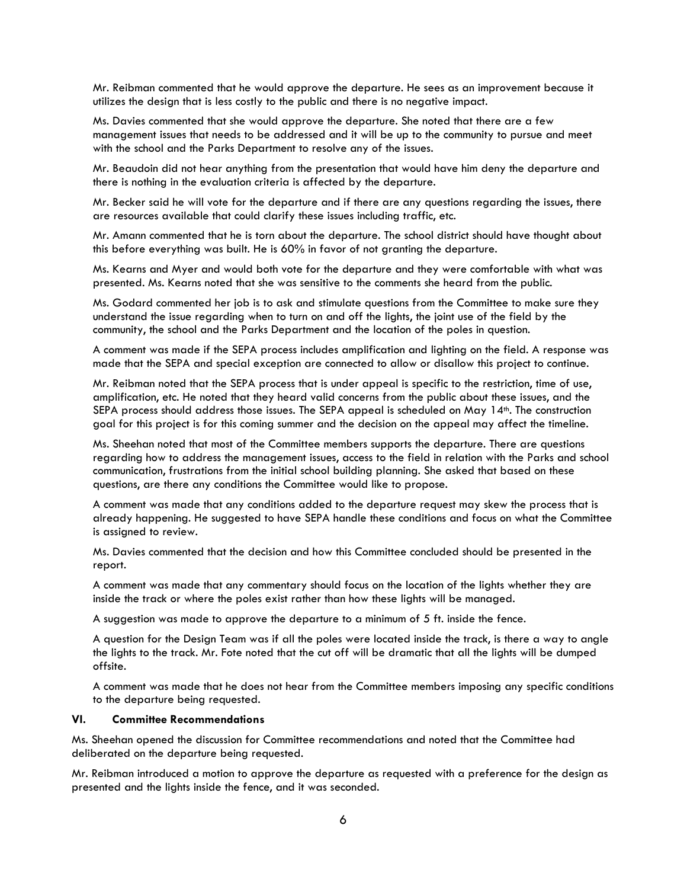Mr. Reibman commented that he would approve the departure. He sees as an improvement because it utilizes the design that is less costly to the public and there is no negative impact.

Ms. Davies commented that she would approve the departure. She noted that there are a few management issues that needs to be addressed and it will be up to the community to pursue and meet with the school and the Parks Department to resolve any of the issues.

Mr. Beaudoin did not hear anything from the presentation that would have him deny the departure and there is nothing in the evaluation criteria is affected by the departure.

Mr. Becker said he will vote for the departure and if there are any questions regarding the issues, there are resources available that could clarify these issues including traffic, etc.

Mr. Amann commented that he is torn about the departure. The school district should have thought about this before everything was built. He is 60% in favor of not granting the departure.

Ms. Kearns and Myer and would both vote for the departure and they were comfortable with what was presented. Ms. Kearns noted that she was sensitive to the comments she heard from the public.

Ms. Godard commented her job is to ask and stimulate questions from the Committee to make sure they understand the issue regarding when to turn on and off the lights, the joint use of the field by the community, the school and the Parks Department and the location of the poles in question.

A comment was made if the SEPA process includes amplification and lighting on the field. A response was made that the SEPA and special exception are connected to allow or disallow this project to continue.

Mr. Reibman noted that the SEPA process that is under appeal is specific to the restriction, time of use, amplification, etc. He noted that they heard valid concerns from the public about these issues, and the SEPA process should address those issues. The SEPA appeal is scheduled on May 14th. The construction goal for this project is for this coming summer and the decision on the appeal may affect the timeline.

Ms. Sheehan noted that most of the Committee members supports the departure. There are questions regarding how to address the management issues, access to the field in relation with the Parks and school communication, frustrations from the initial school building planning. She asked that based on these questions, are there any conditions the Committee would like to propose.

A comment was made that any conditions added to the departure request may skew the process that is already happening. He suggested to have SEPA handle these conditions and focus on what the Committee is assigned to review.

Ms. Davies commented that the decision and how this Committee concluded should be presented in the report.

A comment was made that any commentary should focus on the location of the lights whether they are inside the track or where the poles exist rather than how these lights will be managed.

A suggestion was made to approve the departure to a minimum of 5 ft. inside the fence.

A question for the Design Team was if all the poles were located inside the track, is there a way to angle the lights to the track. Mr. Fote noted that the cut off will be dramatic that all the lights will be dumped offsite.

A comment was made that he does not hear from the Committee members imposing any specific conditions to the departure being requested.

## VI. Committee Recommendations

Ms. Sheehan opened the discussion for Committee recommendations and noted that the Committee had deliberated on the departure being requested.

Mr. Reibman introduced a motion to approve the departure as requested with a preference for the design as presented and the lights inside the fence, and it was seconded.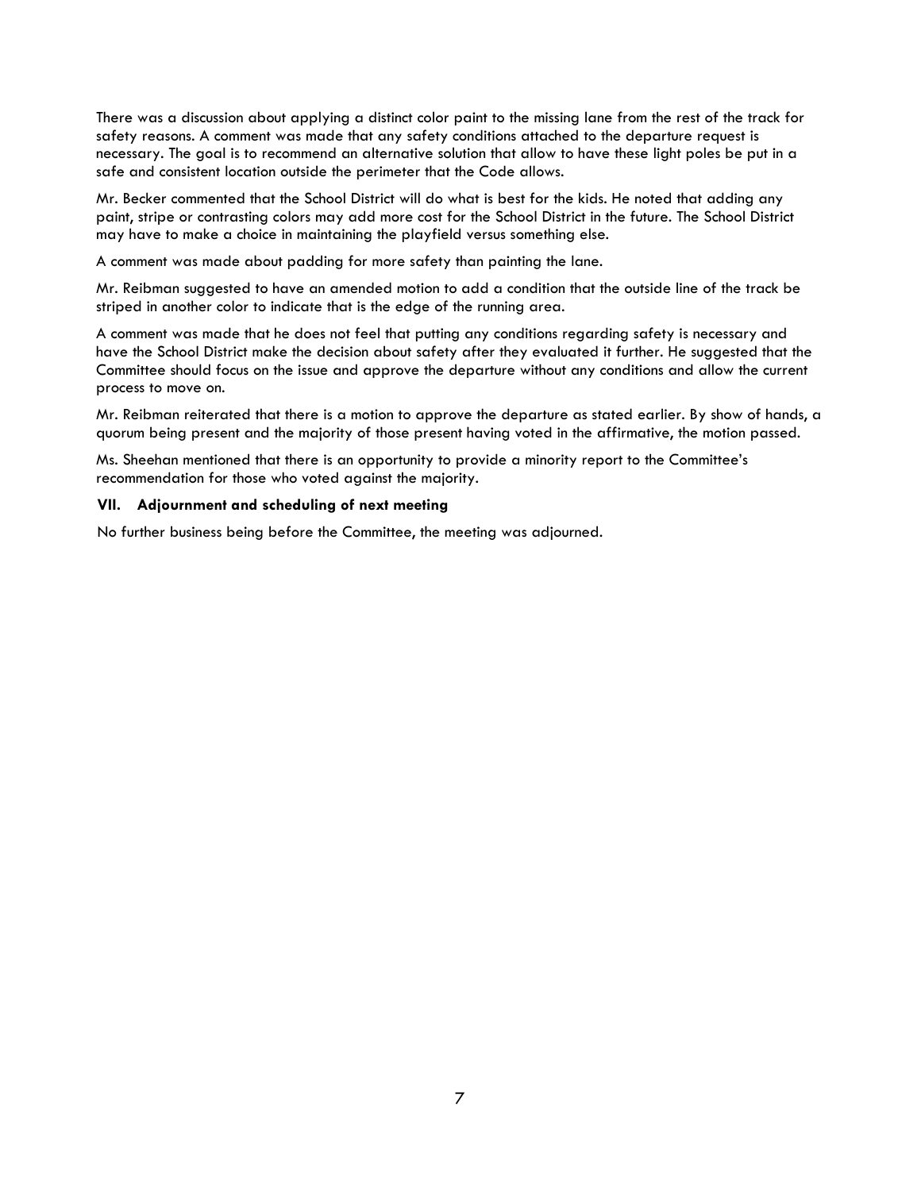There was a discussion about applying a distinct color paint to the missing lane from the rest of the track for safety reasons. A comment was made that any safety conditions attached to the departure request is necessary. The goal is to recommend an alternative solution that allow to have these light poles be put in a safe and consistent location outside the perimeter that the Code allows.

Mr. Becker commented that the School District will do what is best for the kids. He noted that adding any paint, stripe or contrasting colors may add more cost for the School District in the future. The School District may have to make a choice in maintaining the playfield versus something else.

A comment was made about padding for more safety than painting the lane.

Mr. Reibman suggested to have an amended motion to add a condition that the outside line of the track be striped in another color to indicate that is the edge of the running area.

A comment was made that he does not feel that putting any conditions regarding safety is necessary and have the School District make the decision about safety after they evaluated it further. He suggested that the Committee should focus on the issue and approve the departure without any conditions and allow the current process to move on.

Mr. Reibman reiterated that there is a motion to approve the departure as stated earlier. By show of hands, a quorum being present and the majority of those present having voted in the affirmative, the motion passed.

Ms. Sheehan mentioned that there is an opportunity to provide a minority report to the Committee's recommendation for those who voted against the majority.

### VII. Adjournment and scheduling of next meeting

No further business being before the Committee, the meeting was adjourned.